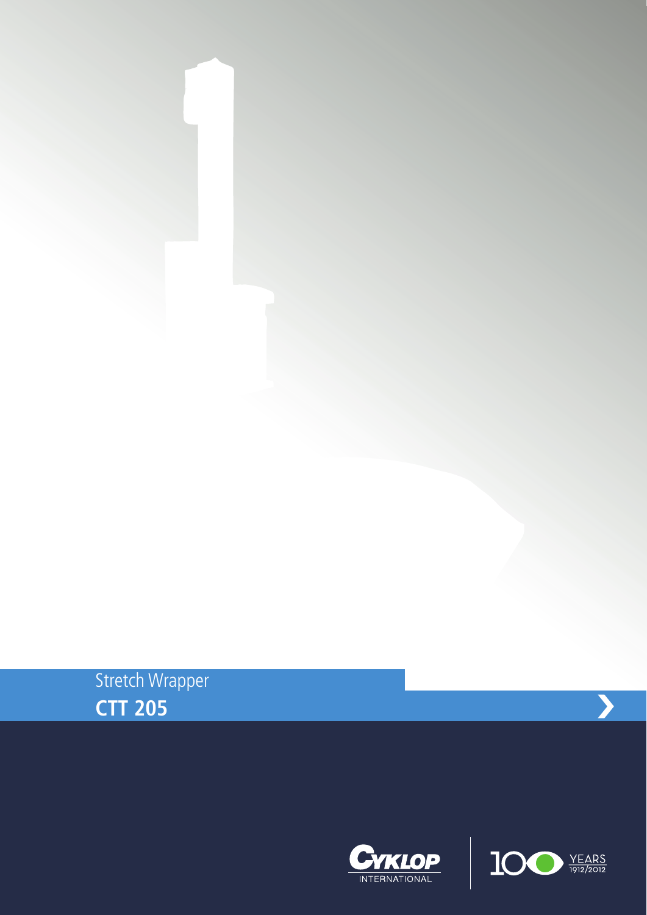Stretch Wrapper

# CTT 205

CYKLOP INTERNATIONAL

100 YEARS 1912/2012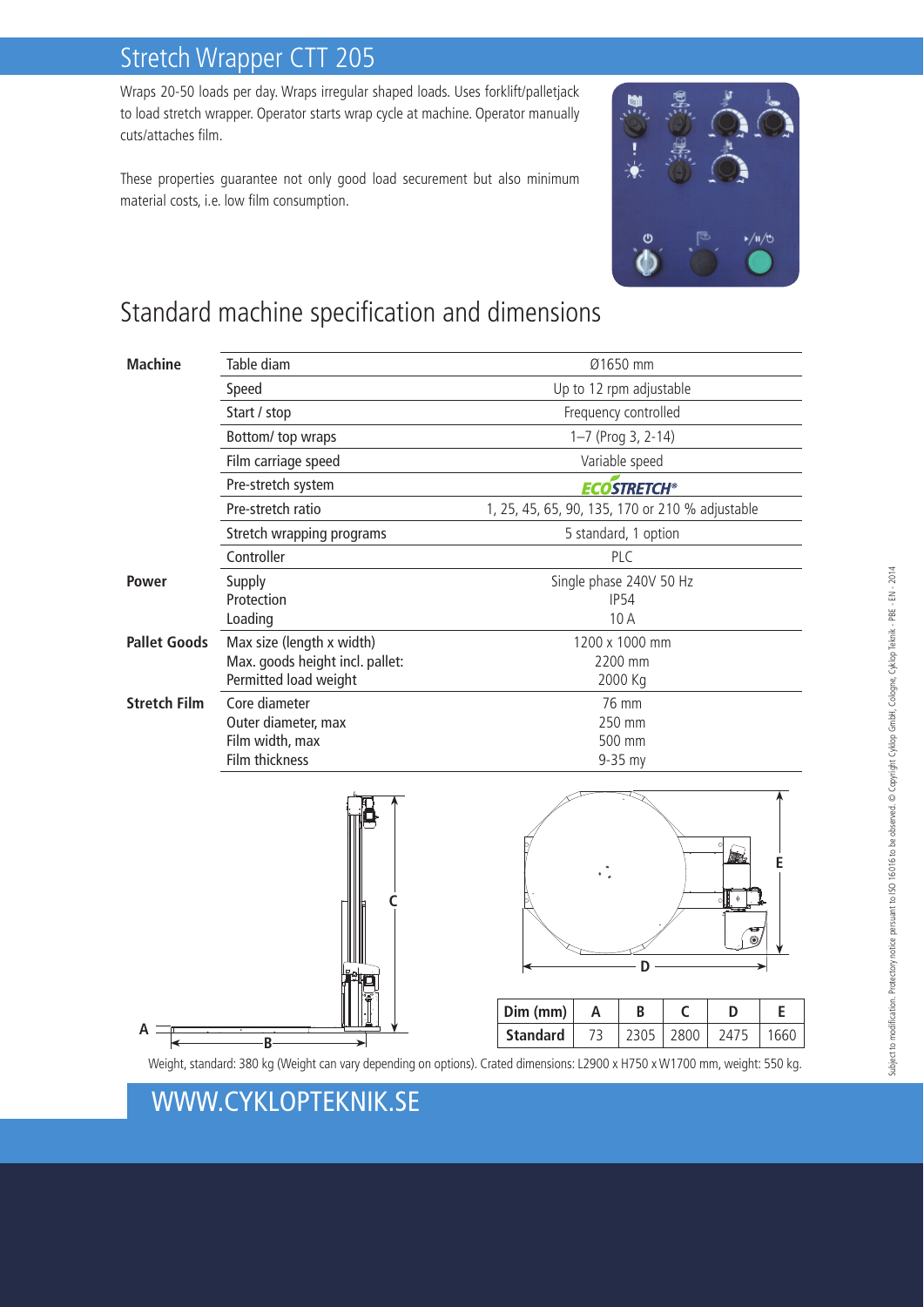# Stretch Wrapper CTT 205

Wraps 20-50 loads per day. Wraps irregular shaped loads. Uses forklift/palletjack to load stretch wrapper. Operator starts wrap cycle at machine. Operator manually cuts/attaches film.

These properties guarantee not only good load securement but also minimum material costs, i.e. low film consumption.

## Standard machine specification and dimensions

| | | |
|---|---|---|
| **Machine** | Table diam | Ø1650 mm |
| | Speed | Up to 12 rpm adjustable |
| | Start / stop | Frequency controlled |
| | Bottom/ top wraps | 1–7 (Prog 3, 2-14) |
| | Film carriage speed | Variable speed |
| | Pre-stretch system | ECOSTRETCH® |
| | Pre-stretch ratio | 1, 25, 45, 65, 90, 135, 170 or 210 % adjustable |
| | Stretch wrapping programs | 5 standard, 1 option |
| | Controller | PLC |
| **Power** | Supply<br>Protection<br>Loading | Single phase 240V 50 Hz<br>IP54<br>10 A |
| **Pallet Goods** | Max size (length x width)<br>Max. goods height incl. pallet:<br>Permitted load weight | 1200 x 1000 mm<br>2200 mm<br>2000 Kg |
| **Stretch Film** | Core diameter<br>Outer diameter, max<br>Film width, max<br>Film thickness | 76 mm<br>250 mm<br>500 mm<br>9-35 my |

A
B
C
D
E

| Dim (mm) | A | B | C | D | E |
|---|---|---|---|---|---|
| **Standard** | 73 | 2305 | 2800 | 2475 | 1660 |

Weight, standard: 380 kg (Weight can vary depending on options). Crated dimensions: L2900 x H750 x W1700 mm, weight: 550 kg.

WWW.CYKLOPTEKNIK.SE

Subject to modification. Protectory notice pursuant to ISO 16016 to be observed. © Copyright Cyklop GmbH, Cologne, Cyklop Teknik - PBE - EN - 2014